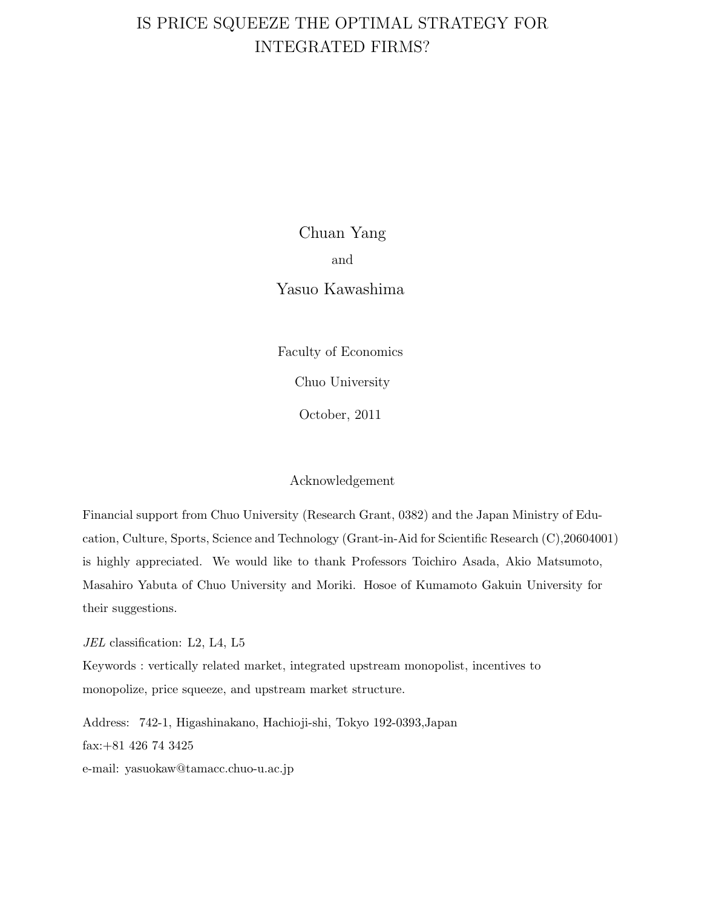# IS PRICE SQUEEZE THE OPTIMAL STRATEGY FOR INTEGRATED FIRMS?

Chuan Yang

and

Yasuo Kawashima

Faculty of Economics

Chuo University

October, 2011

Acknowledgement

Financial support from Chuo University (Research Grant, 0382) and the Japan Ministry of Education, Culture, Sports, Science and Technology (Grant-in-Aid for Scientific Research (C),20604001) is highly appreciated. We would like to thank Professors Toichiro Asada, Akio Matsumoto, Masahiro Yabuta of Chuo University and Moriki. Hosoe of Kumamoto Gakuin University for their suggestions.

*JEL* classification: L2, L4, L5

Keywords : vertically related market, integrated upstream monopolist, incentives to monopolize, price squeeze, and upstream market structure.

Address: 742-1, Higashinakano, Hachioji-shi, Tokyo 192-0393,Japan

fax:+81 426 74 3425

e-mail: yasuokaw@tamacc.chuo-u.ac.jp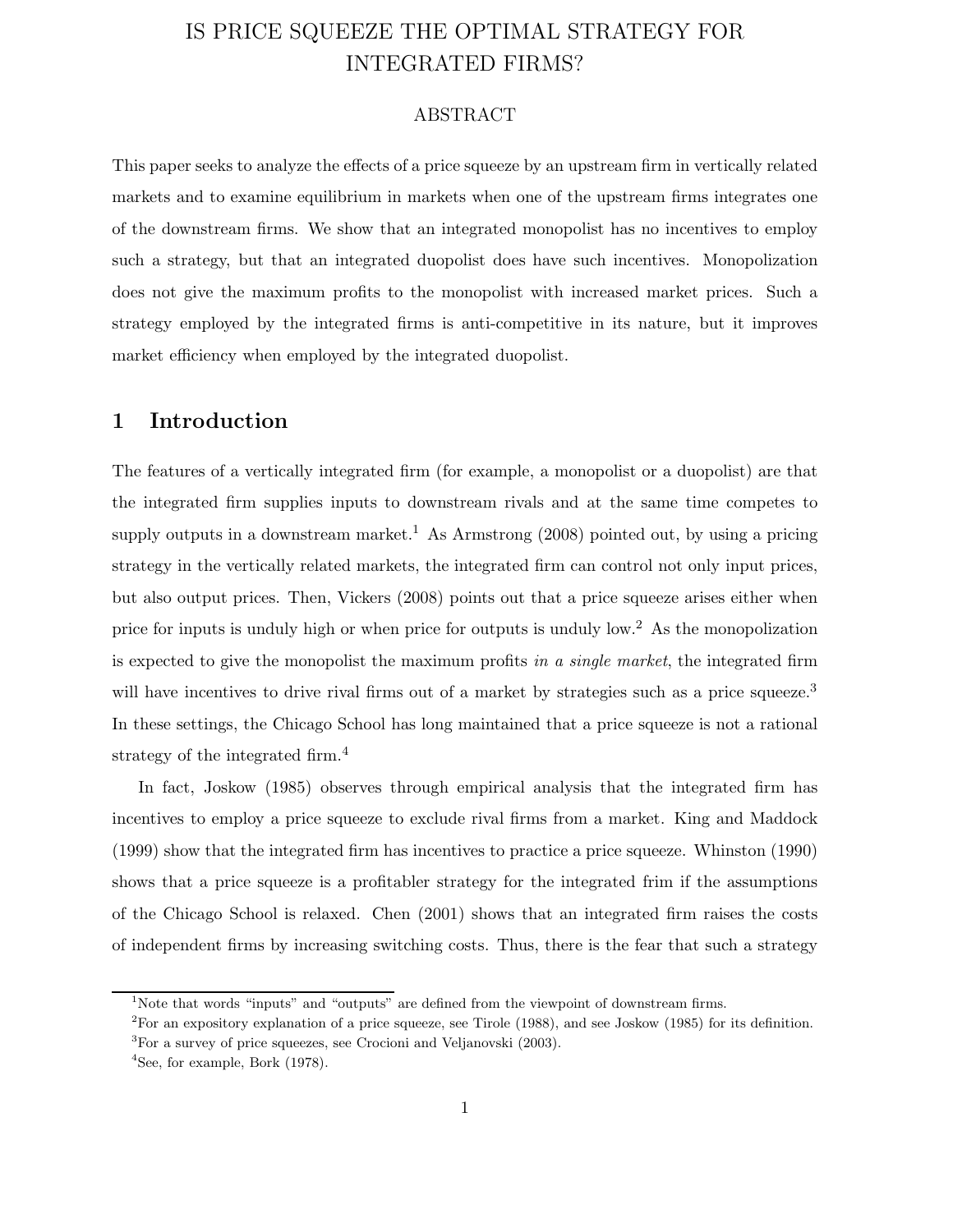# IS PRICE SQUEEZE THE OPTIMAL STRATEGY FOR INTEGRATED FIRMS?

## ABSTRACT

This paper seeks to analyze the effects of a price squeeze by an upstream firm in vertically related markets and to examine equilibrium in markets when one of the upstream firms integrates one of the downstream firms. We show that an integrated monopolist has no incentives to employ such a strategy, but that an integrated duopolist does have such incentives. Monopolization does not give the maximum profits to the monopolist with increased market prices. Such a strategy employed by the integrated firms is anti-competitive in its nature, but it improves market efficiency when employed by the integrated duopolist.

## 1 Introduction

The features of a vertically integrated firm (for example, a monopolist or a duopolist) are that the integrated firm supplies inputs to downstream rivals and at the same time competes to supply outputs in a downstream market.[1] As Armstrong (2008) pointed out, by using a pricing strategy in the vertically related markets, the integrated firm can control not only input prices, but also output prices. Then, Vickers (2008) points out that a price squeeze arises either when price for inputs is unduly high or when price for outputs is unduly low.[2] As the monopolization is expected to give the monopolist the maximum profits *in a single market*, the integrated firm will have incentives to drive rival firms out of a market by strategies such as a price squeeze.[3] In these settings, the Chicago School has long maintained that a price squeeze is not a rational strategy of the integrated firm.[4]

In fact, Joskow (1985) observes through empirical analysis that the integrated firm has incentives to employ a price squeeze to exclude rival firms from a market. King and Maddock (1999) show that the integrated firm has incentives to practice a price squeeze. Whinston (1990) shows that a price squeeze is a profitabler strategy for the integrated frim if the assumptions of the Chicago School is relaxed. Chen (2001) shows that an integrated firm raises the costs of independent firms by increasing switching costs. Thus, there is the fear that such a strategy

---

[1] Note that words "inputs" and "outputs" are defined from the viewpoint of downstream firms.

[2] For an expository explanation of a price squeeze, see Tirole (1988), and see Joskow (1985) for its definition.

[3] For a survey of price squeezes, see Crocioni and Veljanovski (2003).

[4] See, for example, Bork (1978).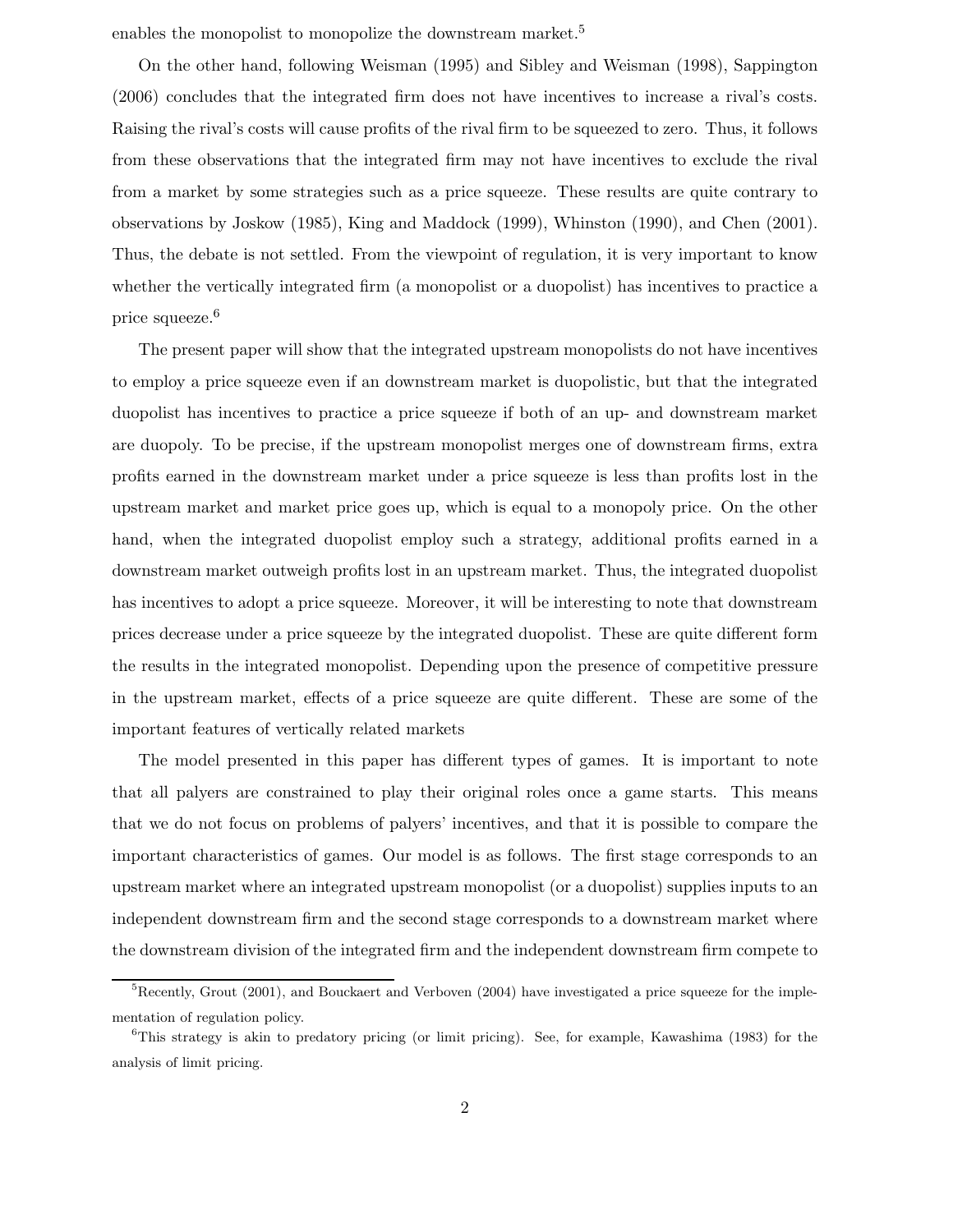enables the monopolist to monopolize the downstream market.[5]

On the other hand, following Weisman (1995) and Sibley and Weisman (1998), Sappington (2006) concludes that the integrated firm does not have incentives to increase a rival's costs. Raising the rival's costs will cause profits of the rival firm to be squeezed to zero. Thus, it follows from these observations that the integrated firm may not have incentives to exclude the rival from a market by some strategies such as a price squeeze. These results are quite contrary to observations by Joskow (1985), King and Maddock (1999), Whinston (1990), and Chen (2001). Thus, the debate is not settled. From the viewpoint of regulation, it is very important to know whether the vertically integrated firm (a monopolist or a duopolist) has incentives to practice a price squeeze.[6]

The present paper will show that the integrated upstream monopolists do not have incentives to employ a price squeeze even if an downstream market is duopolistic, but that the integrated duopolist has incentives to practice a price squeeze if both of an up- and downstream market are duopoly. To be precise, if the upstream monopolist merges one of downstream firms, extra profits earned in the downstream market under a price squeeze is less than profits lost in the upstream market and market price goes up, which is equal to a monopoly price. On the other hand, when the integrated duopolist employ such a strategy, additional profits earned in a downstream market outweigh profits lost in an upstream market. Thus, the integrated duopolist has incentives to adopt a price squeeze. Moreover, it will be interesting to note that downstream prices decrease under a price squeeze by the integrated duopolist. These are quite different form the results in the integrated monopolist. Depending upon the presence of competitive pressure in the upstream market, effects of a price squeeze are quite different. These are some of the important features of vertically related markets

The model presented in this paper has different types of games. It is important to note that all palyers are constrained to play their original roles once a game starts. This means that we do not focus on problems of palyers' incentives, and that it is possible to compare the important characteristics of games. Our model is as follows. The first stage corresponds to an upstream market where an integrated upstream monopolist (or a duopolist) supplies inputs to an independent downstream firm and the second stage corresponds to a downstream market where the downstream division of the integrated firm and the independent downstream firm compete to

[5] Recently, Grout (2001), and Bouckaert and Verboven (2004) have investigated a price squeeze for the implementation of regulation policy.

[6] This strategy is akin to predatory pricing (or limit pricing). See, for example, Kawashima (1983) for the analysis of limit pricing.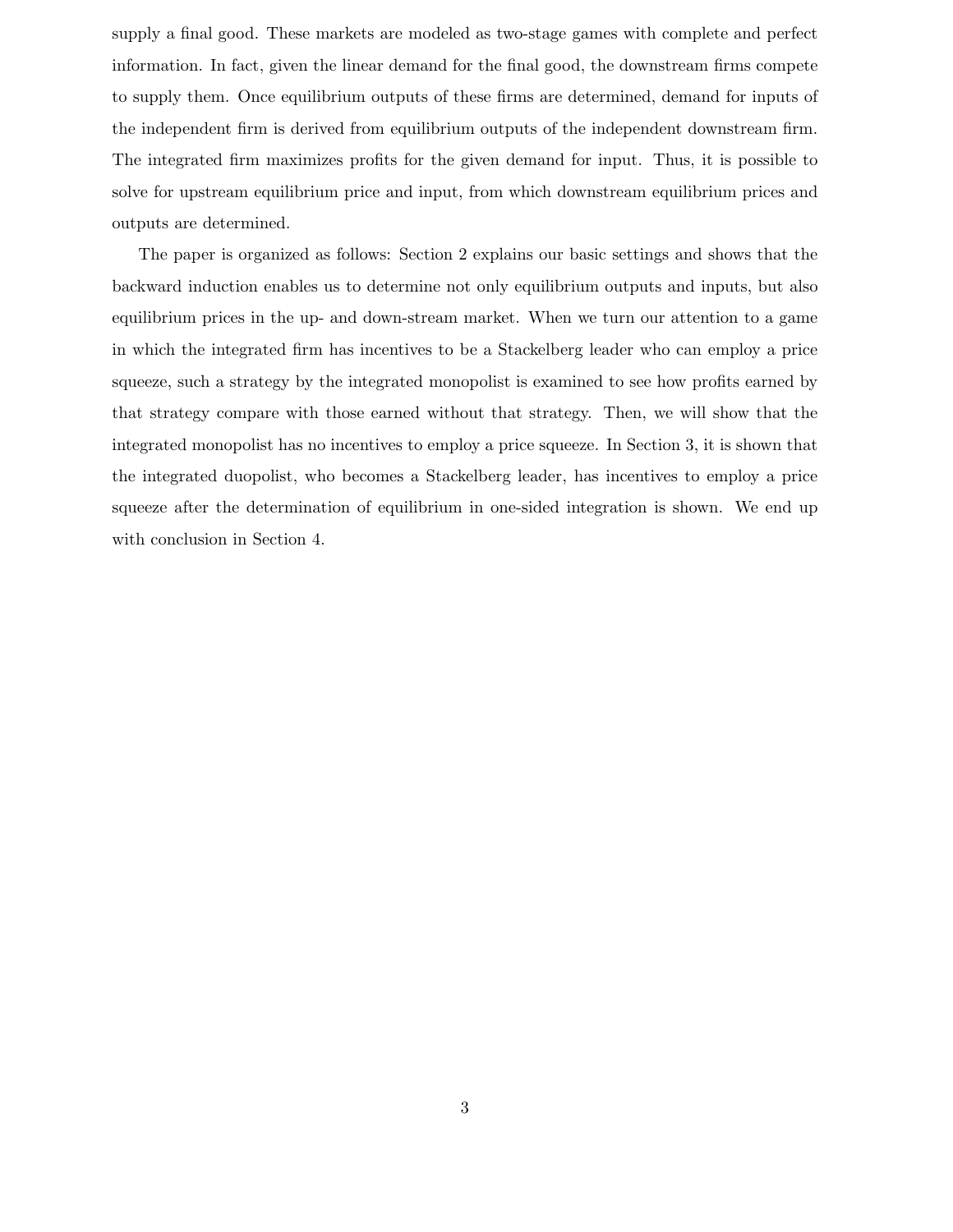supply a final good. These markets are modeled as two-stage games with complete and perfect information. In fact, given the linear demand for the final good, the downstream firms compete to supply them. Once equilibrium outputs of these firms are determined, demand for inputs of the independent firm is derived from equilibrium outputs of the independent downstream firm. The integrated firm maximizes profits for the given demand for input. Thus, it is possible to solve for upstream equilibrium price and input, from which downstream equilibrium prices and outputs are determined.

The paper is organized as follows: Section 2 explains our basic settings and shows that the backward induction enables us to determine not only equilibrium outputs and inputs, but also equilibrium prices in the up- and down-stream market. When we turn our attention to a game in which the integrated firm has incentives to be a Stackelberg leader who can employ a price squeeze, such a strategy by the integrated monopolist is examined to see how profits earned by that strategy compare with those earned without that strategy. Then, we will show that the integrated monopolist has no incentives to employ a price squeeze. In Section 3, it is shown that the integrated duopolist, who becomes a Stackelberg leader, has incentives to employ a price squeeze after the determination of equilibrium in one-sided integration is shown. We end up with conclusion in Section 4.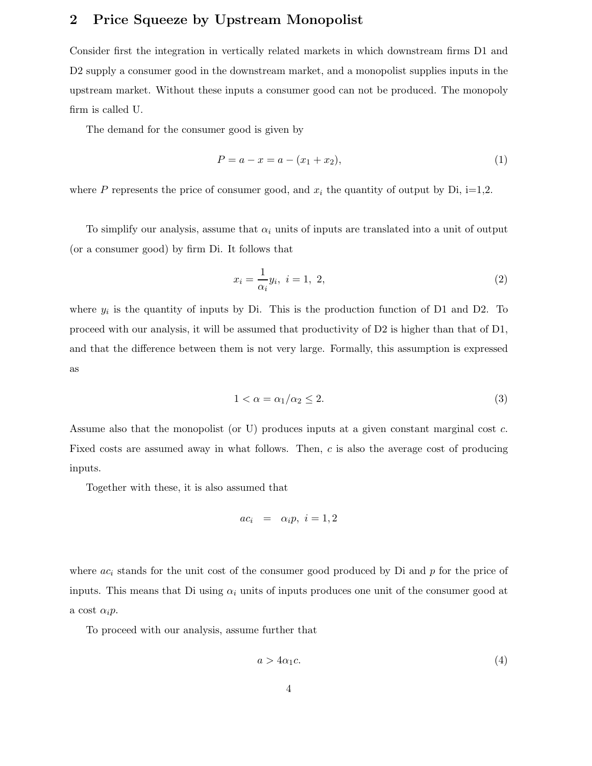## 2 Price Squeeze by Upstream Monopolist

Consider first the integration in vertically related markets in which downstream firms D1 and D2 supply a consumer good in the downstream market, and a monopolist supplies inputs in the upstream market. Without these inputs a consumer good can not be produced. The monopoly firm is called U.

The demand for the consumer good is given by

$$P = a - x = a - (x_1 + x_2), \tag{1}$$

where $P$ represents the price of consumer good, and $x_i$ the quantity of output by Di, i=1,2.

To simplify our analysis, assume that $\alpha_i$ units of inputs are translated into a unit of output (or a consumer good) by firm Di. It follows that

$$x_i = \frac{1}{\alpha_i} y_i, \ i = 1, \ 2, \tag{2}$$

where $y_i$ is the quantity of inputs by Di. This is the production function of D1 and D2. To proceed with our analysis, it will be assumed that productivity of D2 is higher than that of D1, and that the difference between them is not very large. Formally, this assumption is expressed as

$$1 < \alpha = \alpha_1/\alpha_2 \leq 2. \tag{3}$$

Assume also that the monopolist (or U) produces inputs at a given constant marginal cost $c$. Fixed costs are assumed away in what follows. Then, $c$ is also the average cost of producing inputs.

Together with these, it is also assumed that

$$ac_i \quad = \quad \alpha_i p, \ i = 1, 2$$

where $ac_i$ stands for the unit cost of the consumer good produced by Di and $p$ for the price of inputs. This means that Di using $\alpha_i$ units of inputs produces one unit of the consumer good at a cost $\alpha_i p$.

To proceed with our analysis, assume further that

$$a > 4\alpha_1 c. \tag{4}$$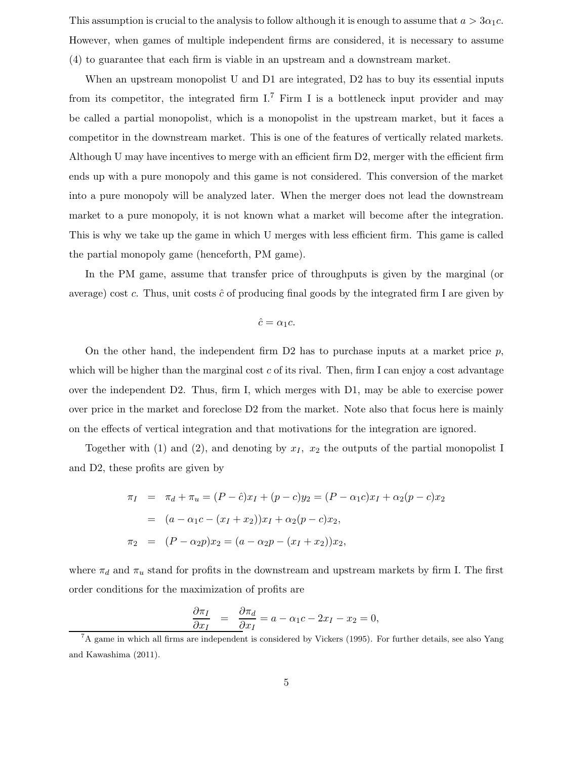This assumption is crucial to the analysis to follow although it is enough to assume that $a > 3\alpha_1 c$. However, when games of multiple independent firms are considered, it is necessary to assume (4) to guarantee that each firm is viable in an upstream and a downstream market.

When an upstream monopolist U and D1 are integrated, D2 has to buy its essential inputs from its competitor, the integrated firm I.[7] Firm I is a bottleneck input provider and may be called a partial monopolist, which is a monopolist in the upstream market, but it faces a competitor in the downstream market. This is one of the features of vertically related markets. Although U may have incentives to merge with an efficient firm D2, merger with the efficient firm ends up with a pure monopoly and this game is not considered. This conversion of the market into a pure monopoly will be analyzed later. When the merger does not lead the downstream market to a pure monopoly, it is not known what a market will become after the integration. This is why we take up the game in which U merges with less efficient firm. This game is called the partial monopoly game (henceforth, PM game).

In the PM game, assume that transfer price of throughputs is given by the marginal (or average) cost $c$. Thus, unit costs $\hat{c}$ of producing final goods by the integrated firm I are given by

$$\hat{c} = \alpha_1 c.$$

On the other hand, the independent firm D2 has to purchase inputs at a market price $p$, which will be higher than the marginal cost $c$ of its rival. Then, firm I can enjoy a cost advantage over the independent D2. Thus, firm I, which merges with D1, may be able to exercise power over price in the market and foreclose D2 from the market. Note also that focus here is mainly on the effects of vertical integration and that motivations for the integration are ignored.

Together with (1) and (2), and denoting by $x_I$, $x_2$ the outputs of the partial monopolist I and D2, these profits are given by

$$\begin{aligned}
\pi_I &= \pi_d + \pi_u = (P - \hat{c})x_I + (p - c)y_2 = (P - \alpha_1 c)x_I + \alpha_2(p - c)x_2 \\
&= (a - \alpha_1 c - (x_I + x_2))x_I + \alpha_2(p - c)x_2, \\
\pi_2 &= (P - \alpha_2 p)x_2 = (a - \alpha_2 p - (x_I + x_2))x_2,
\end{aligned}$$

where $\pi_d$ and $\pi_u$ stand for profits in the downstream and upstream markets by firm I. The first order conditions for the maximization of profits are

$$\frac{\partial \pi_I}{\partial x_I} = \frac{\partial \pi_d}{\partial x_I} = a - \alpha_1 c - 2x_I - x_2 = 0,$$

[7] A game in which all firms are independent is considered by Vickers (1995). For further details, see also Yang and Kawashima (2011).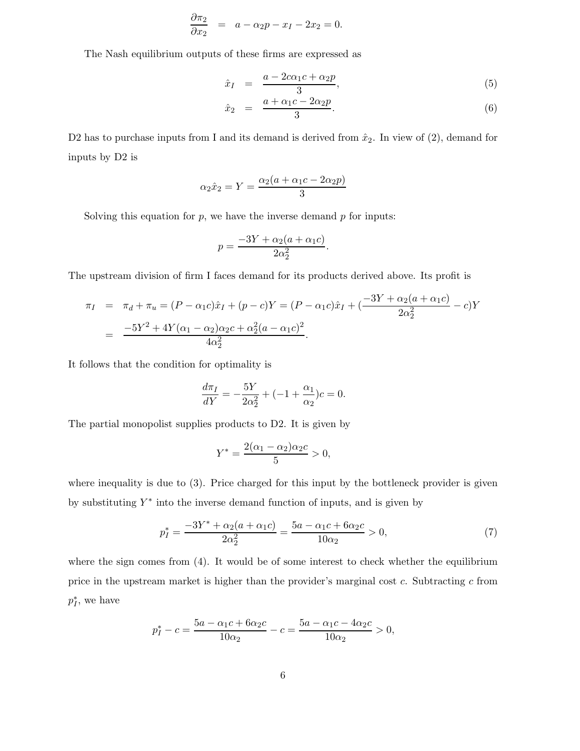$$\frac{\partial \pi_2}{\partial x_2} = a - \alpha_2 p - x_I - 2x_2 = 0.$$

The Nash equilibrium outputs of these firms are expressed as

$$\hat{x}_I = \frac{a - 2c\alpha_1 c + \alpha_2 p}{3}, \tag{5}$$

$$\hat{x}_2 = \frac{a + \alpha_1 c - 2\alpha_2 p}{3}. \tag{6}$$

D2 has to purchase inputs from I and its demand is derived from $\hat{x}_2$. In view of (2), demand for inputs by D2 is

$$\alpha_2 \hat{x}_2 = Y = \frac{\alpha_2(a + \alpha_1 c - 2\alpha_2 p)}{3}$$

Solving this equation for $p$, we have the inverse demand $p$ for inputs:

$$p = \frac{-3Y + \alpha_2(a + \alpha_1 c)}{2\alpha_2^2}.$$

The upstream division of firm I faces demand for its products derived above. Its profit is

$$\begin{aligned}
\pi_I &= \pi_d + \pi_u = (P - \alpha_1 c)\hat{x}_I + (p - c)Y = (P - \alpha_1 c)\hat{x}_I + \left(\frac{-3Y + \alpha_2(a + \alpha_1 c)}{2\alpha_2^2} - c\right)Y \\
&= \frac{-5Y^2 + 4Y(\alpha_1 - \alpha_2)\alpha_2 c + \alpha_2^2(a - \alpha_1 c)^2}{4\alpha_2^2}.
\end{aligned}$$

It follows that the condition for optimality is

$$\frac{d\pi_I}{dY} = -\frac{5Y}{2\alpha_2^2} + \left(-1 + \frac{\alpha_1}{\alpha_2}\right)c = 0.$$

The partial monopolist supplies products to D2. It is given by

$$Y^* = \frac{2(\alpha_1 - \alpha_2)\alpha_2 c}{5} > 0,$$

where inequality is due to (3). Price charged for this input by the bottleneck provider is given by substituting $Y^*$ into the inverse demand function of inputs, and is given by

$$p_I^* = \frac{-3Y^* + \alpha_2(a + \alpha_1 c)}{2\alpha_2^2} = \frac{5a - \alpha_1 c + 6\alpha_2 c}{10\alpha_2} > 0, \tag{7}$$

where the sign comes from (4). It would be of some interest to check whether the equilibrium price in the upstream market is higher than the provider's marginal cost $c$. Subtracting $c$ from $p_I^*$, we have

$$p_I^* - c = \frac{5a - \alpha_1 c + 6\alpha_2 c}{10\alpha_2} - c = \frac{5a - \alpha_1 c - 4\alpha_2 c}{10\alpha_2} > 0,$$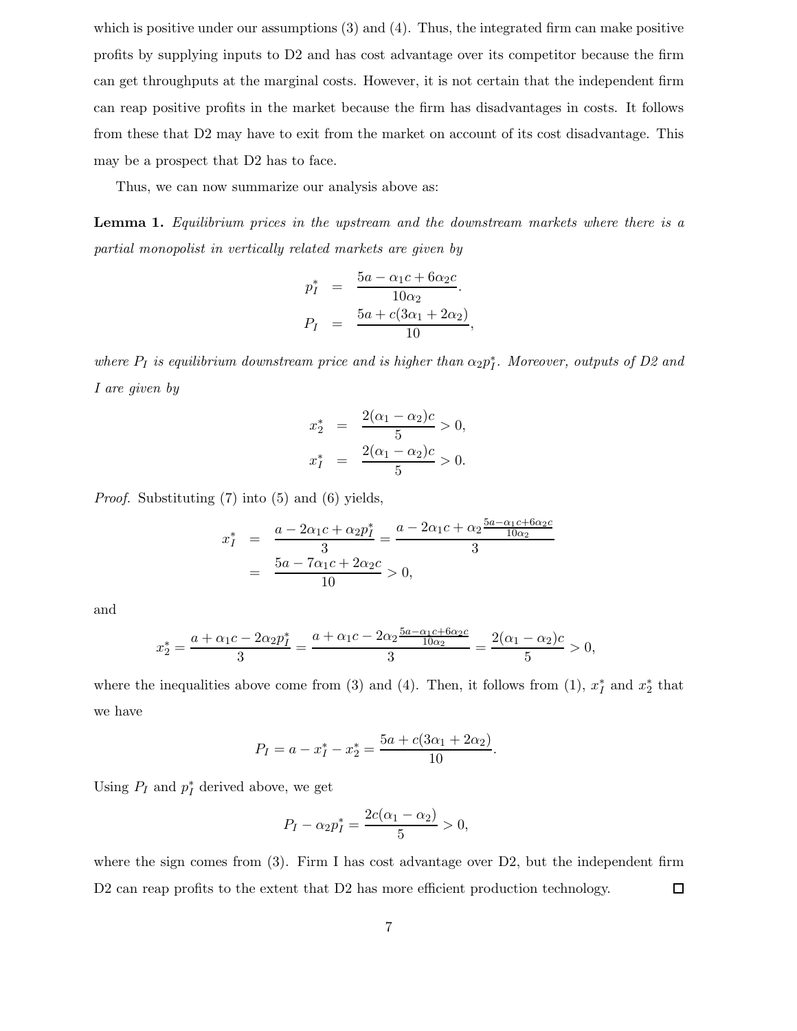which is positive under our assumptions (3) and (4). Thus, the integrated firm can make positive profits by supplying inputs to D2 and has cost advantage over its competitor because the firm can get throughputs at the marginal costs. However, it is not certain that the independent firm can reap positive profits in the market because the firm has disadvantages in costs. It follows from these that D2 may have to exit from the market on account of its cost disadvantage. This may be a prospect that D2 has to face.

Thus, we can now summarize our analysis above as:

**Lemma 1.** *Equilibrium prices in the upstream and the downstream markets where there is a partial monopolist in vertically related markets are given by*

$$\begin{aligned} p_I^* &= \frac{5a - \alpha_1 c + 6\alpha_2 c}{10\alpha_2}. \\ P_I &= \frac{5a + c(3\alpha_1 + 2\alpha_2)}{10}, \end{aligned}$$

*where $P_I$ is equilibrium downstream price and is higher than $\alpha_2 p_I^*$. Moreover, outputs of D2 and I are given by*

$$\begin{aligned} x_2^* &= \frac{2(\alpha_1 - \alpha_2)c}{5} > 0, \\ x_I^* &= \frac{2(\alpha_1 - \alpha_2)c}{5} > 0. \end{aligned}$$

*Proof.* Substituting (7) into (5) and (6) yields,

$$\begin{aligned} x_I^* &= \frac{a - 2\alpha_1 c + \alpha_2 p_I^*}{3} = \frac{a - 2\alpha_1 c + \alpha_2 \frac{5a - \alpha_1 c + 6\alpha_2 c}{10\alpha_2}}{3} \\ &= \frac{5a - 7\alpha_1 c + 2\alpha_2 c}{10} > 0, \end{aligned}$$

and

$$x_2^* = \frac{a + \alpha_1 c - 2\alpha_2 p_I^*}{3} = \frac{a + \alpha_1 c - 2\alpha_2 \frac{5a - \alpha_1 c + 6\alpha_2 c}{10\alpha_2}}{3} = \frac{2(\alpha_1 - \alpha_2)c}{5} > 0,$$

where the inequalities above come from (3) and (4). Then, it follows from (1), $x_I^*$ and $x_2^*$ that we have

$$P_I = a - x_I^* - x_2^* = \frac{5a + c(3\alpha_1 + 2\alpha_2)}{10}.$$

Using $P_I$ and $p_I^*$ derived above, we get

$$P_I - \alpha_2 p_I^* = \frac{2c(\alpha_1 - \alpha_2)}{5} > 0,$$

where the sign comes from (3). Firm I has cost advantage over D2, but the independent firm D2 can reap profits to the extent that D2 has more efficient production technology. □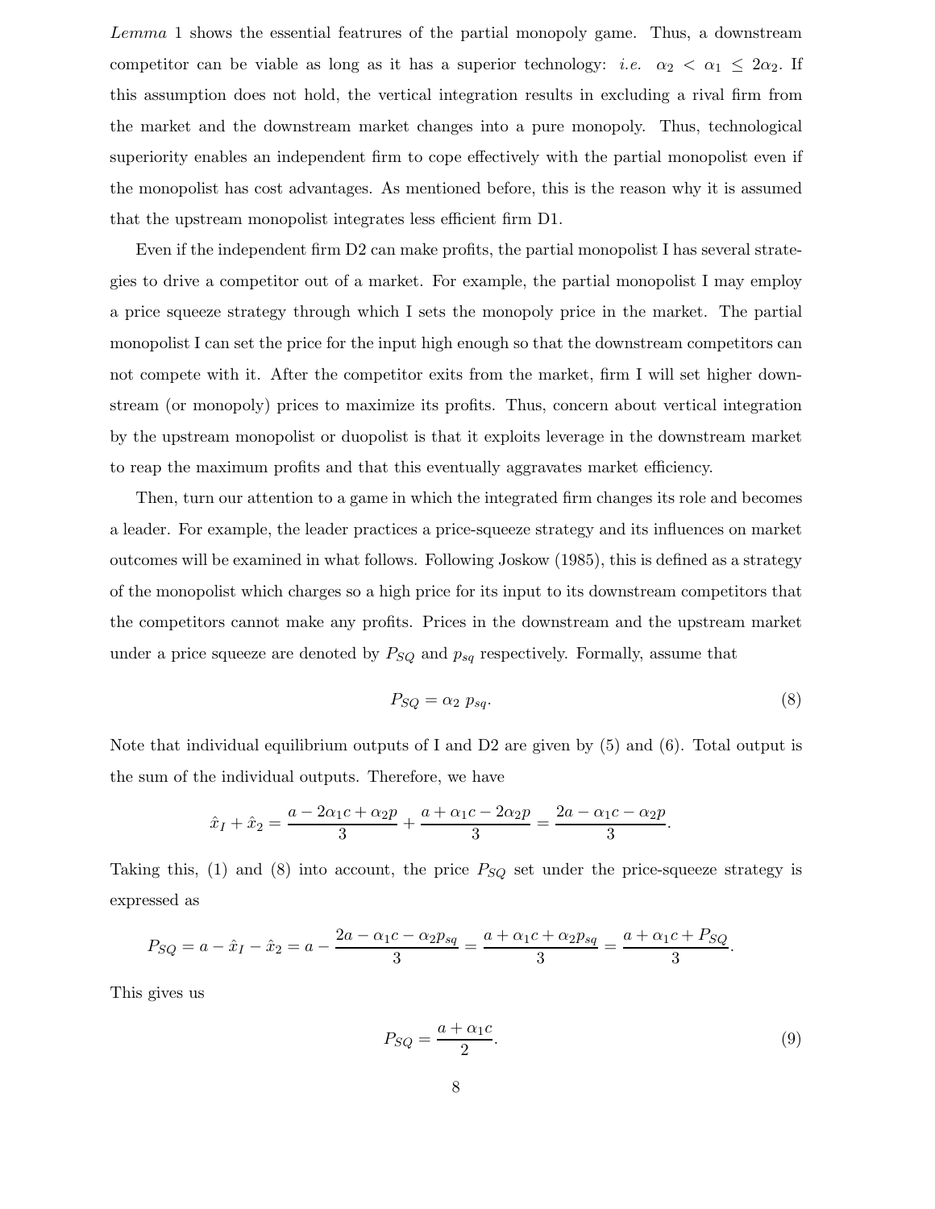*Lemma* 1 shows the essential featrures of the partial monopoly game. Thus, a downstream competitor can be viable as long as it has a superior technology: *i.e.* $\alpha_2 < \alpha_1 \leq 2\alpha_2$. If this assumption does not hold, the vertical integration results in excluding a rival firm from the market and the downstream market changes into a pure monopoly. Thus, technological superiority enables an independent firm to cope effectively with the partial monopolist even if the monopolist has cost advantages. As mentioned before, this is the reason why it is assumed that the upstream monopolist integrates less efficient firm D1.

Even if the independent firm D2 can make profits, the partial monopolist I has several strategies to drive a competitor out of a market. For example, the partial monopolist I may employ a price squeeze strategy through which I sets the monopoly price in the market. The partial monopolist I can set the price for the input high enough so that the downstream competitors can not compete with it. After the competitor exits from the market, firm I will set higher downstream (or monopoly) prices to maximize its profits. Thus, concern about vertical integration by the upstream monopolist or duopolist is that it exploits leverage in the downstream market to reap the maximum profits and that this eventually aggravates market efficiency.

Then, turn our attention to a game in which the integrated firm changes its role and becomes a leader. For example, the leader practices a price-squeeze strategy and its influences on market outcomes will be examined in what follows. Following Joskow (1985), this is defined as a strategy of the monopolist which charges so a high price for its input to its downstream competitors that the competitors cannot make any profits. Prices in the downstream and the upstream market under a price squeeze are denoted by $P_{SQ}$ and $p_{sq}$ respectively. Formally, assume that

$$P_{SQ} = \alpha_2 \; p_{sq}. \tag{8}$$

Note that individual equilibrium outputs of I and D2 are given by (5) and (6). Total output is the sum of the individual outputs. Therefore, we have

$$\hat{x}_I + \hat{x}_2 = \frac{a - 2\alpha_1 c + \alpha_2 p}{3} + \frac{a + \alpha_1 c - 2\alpha_2 p}{3} = \frac{2a - \alpha_1 c - \alpha_2 p}{3}.$$

Taking this, (1) and (8) into account, the price $P_{SQ}$ set under the price-squeeze strategy is expressed as

$$P_{SQ} = a - \hat{x}_I - \hat{x}_2 = a - \frac{2a - \alpha_1 c - \alpha_2 p_{sq}}{3} = \frac{a + \alpha_1 c + \alpha_2 p_{sq}}{3} = \frac{a + \alpha_1 c + P_{SQ}}{3}.$$

This gives us

$$P_{SQ} = \frac{a + \alpha_1 c}{2}. \tag{9}$$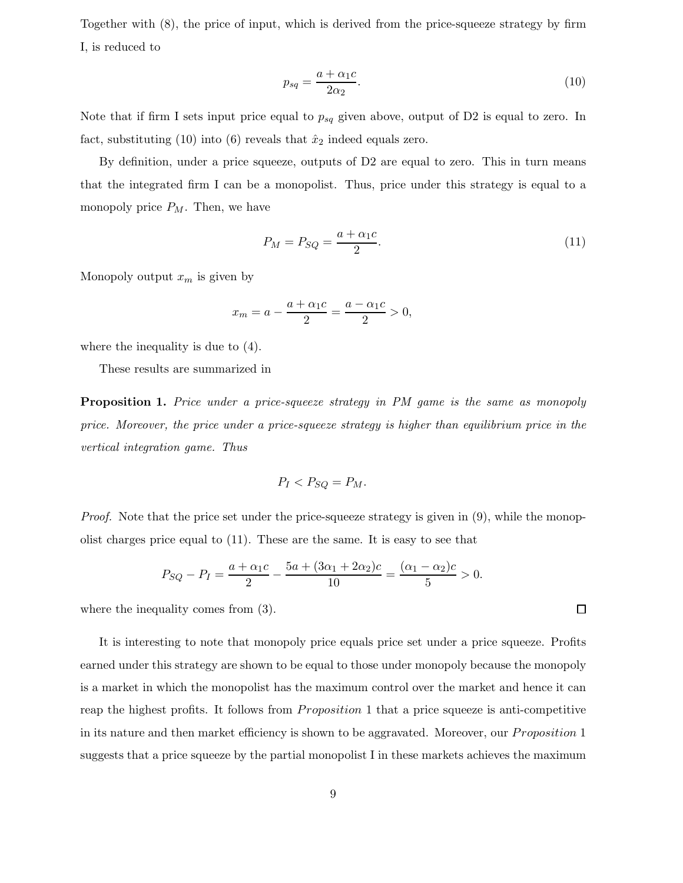Together with (8), the price of input, which is derived from the price-squeeze strategy by firm I, is reduced to

$$p_{sq} = \frac{a + \alpha_1 c}{2\alpha_2}. \tag{10}$$

Note that if firm I sets input price equal to $p_{sq}$ given above, output of D2 is equal to zero. In fact, substituting (10) into (6) reveals that $\hat{x}_2$ indeed equals zero.

By definition, under a price squeeze, outputs of D2 are equal to zero. This in turn means that the integrated firm I can be a monopolist. Thus, price under this strategy is equal to a monopoly price $P_M$. Then, we have

$$P_M = P_{SQ} = \frac{a + \alpha_1 c}{2}. \tag{11}$$

Monopoly output $x_m$ is given by

$$x_m = a - \frac{a + \alpha_1 c}{2} = \frac{a - \alpha_1 c}{2} > 0,$$

where the inequality is due to (4).

These results are summarized in

**Proposition 1.** *Price under a price-squeeze strategy in PM game is the same as monopoly price. Moreover, the price under a price-squeeze strategy is higher than equilibrium price in the vertical integration game. Thus*

$$P_I < P_{SQ} = P_M.$$

*Proof.* Note that the price set under the price-squeeze strategy is given in (9), while the monopolist charges price equal to (11). These are the same. It is easy to see that

$$P_{SQ} - P_I = \frac{a + \alpha_1 c}{2} - \frac{5a + (3\alpha_1 + 2\alpha_2)c}{10} = \frac{(\alpha_1 - \alpha_2)c}{5} > 0.$$

where the inequality comes from (3). □

It is interesting to note that monopoly price equals price set under a price squeeze. Profits earned under this strategy are shown to be equal to those under monopoly because the monopoly is a market in which the monopolist has the maximum control over the market and hence it can reap the highest profits. It follows from *Proposition* 1 that a price squeeze is anti-competitive in its nature and then market efficiency is shown to be aggravated. Moreover, our *Proposition* 1 suggests that a price squeeze by the partial monopolist I in these markets achieves the maximum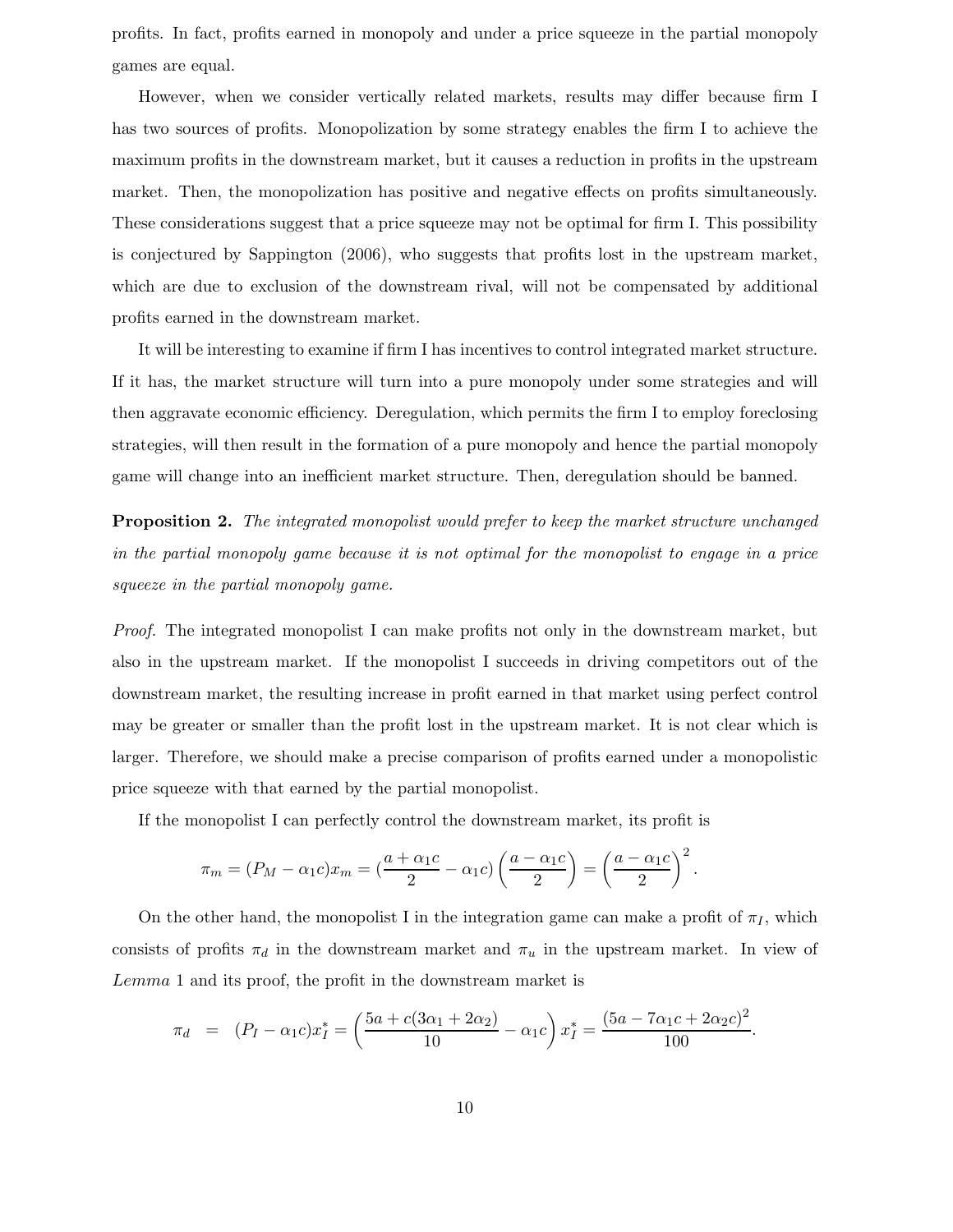profits. In fact, profits earned in monopoly and under a price squeeze in the partial monopoly games are equal.

However, when we consider vertically related markets, results may differ because firm I has two sources of profits. Monopolization by some strategy enables the firm I to achieve the maximum profits in the downstream market, but it causes a reduction in profits in the upstream market. Then, the monopolization has positive and negative effects on profits simultaneously. These considerations suggest that a price squeeze may not be optimal for firm I. This possibility is conjectured by Sappington (2006), who suggests that profits lost in the upstream market, which are due to exclusion of the downstream rival, will not be compensated by additional profits earned in the downstream market.

It will be interesting to examine if firm I has incentives to control integrated market structure. If it has, the market structure will turn into a pure monopoly under some strategies and will then aggravate economic efficiency. Deregulation, which permits the firm I to employ foreclosing strategies, will then result in the formation of a pure monopoly and hence the partial monopoly game will change into an inefficient market structure. Then, deregulation should be banned.

**Proposition 2.** *The integrated monopolist would prefer to keep the market structure unchanged in the partial monopoly game because it is not optimal for the monopolist to engage in a price squeeze in the partial monopoly game.*

*Proof.* The integrated monopolist I can make profits not only in the downstream market, but also in the upstream market. If the monopolist I succeeds in driving competitors out of the downstream market, the resulting increase in profit earned in that market using perfect control may be greater or smaller than the profit lost in the upstream market. It is not clear which is larger. Therefore, we should make a precise comparison of profits earned under a monopolistic price squeeze with that earned by the partial monopolist.

If the monopolist I can perfectly control the downstream market, its profit is

$$\pi_m = (P_M - \alpha_1 c)x_m = (\frac{a + \alpha_1 c}{2} - \alpha_1 c)\left(\frac{a - \alpha_1 c}{2}\right) = \left(\frac{a - \alpha_1 c}{2}\right)^2.$$

On the other hand, the monopolist I in the integration game can make a profit of $\pi_I$, which consists of profits $\pi_d$ in the downstream market and $\pi_u$ in the upstream market. In view of *Lemma* 1 and its proof, the profit in the downstream market is

$$\pi_d = (P_I - \alpha_1 c)x_I^* = \left(\frac{5a + c(3\alpha_1 + 2\alpha_2)}{10} - \alpha_1 c\right)x_I^* = \frac{(5a - 7\alpha_1 c + 2\alpha_2 c)^2}{100}.$$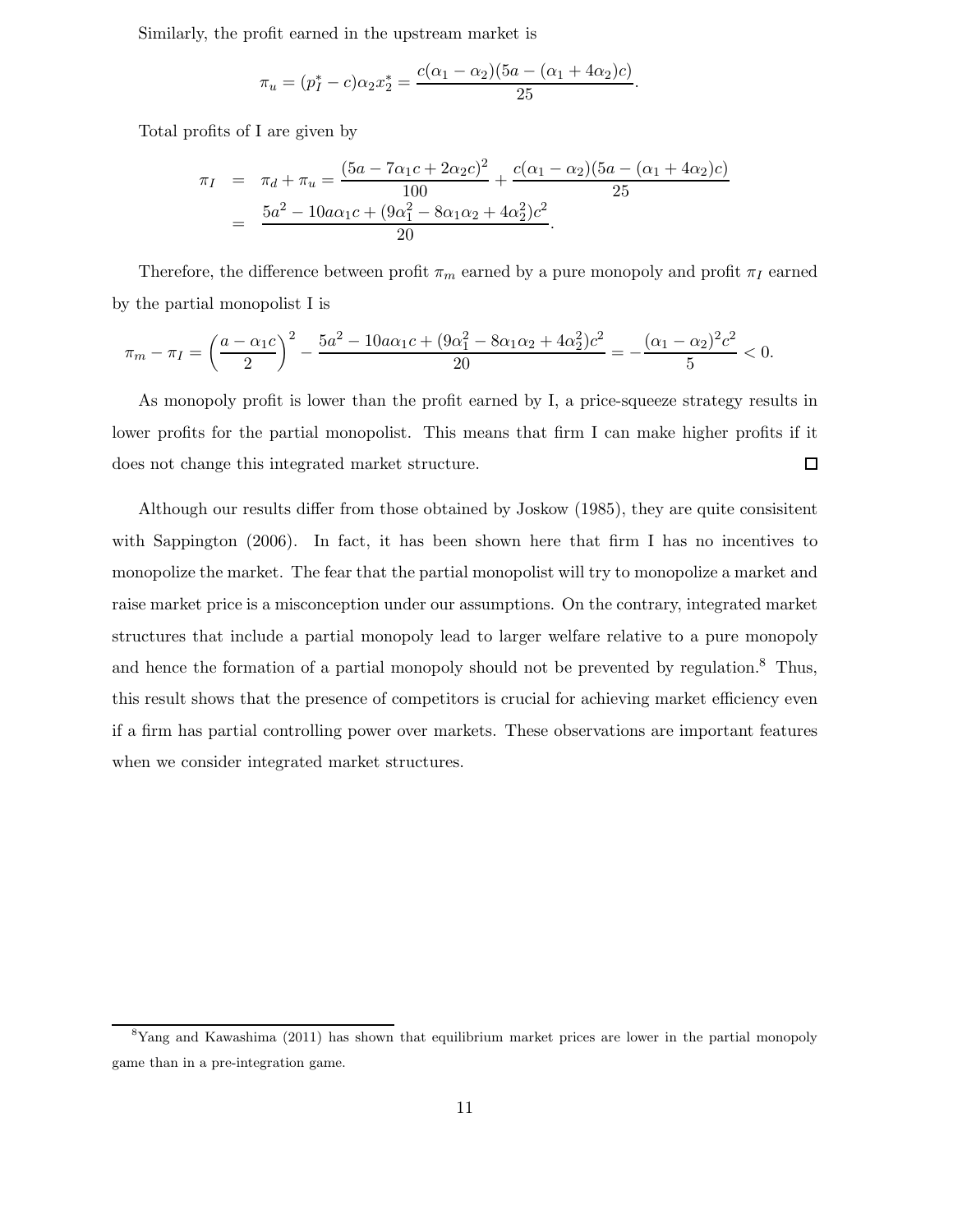Similarly, the profit earned in the upstream market is

$$\pi_u = (p_I^* - c)\alpha_2 x_2^* = \frac{c(\alpha_1 - \alpha_2)(5a - (\alpha_1 + 4\alpha_2)c)}{25}.$$

Total profits of I are given by

$$\begin{aligned}
\pi_I &= \pi_d + \pi_u = \frac{(5a - 7\alpha_1 c + 2\alpha_2 c)^2}{100} + \frac{c(\alpha_1 - \alpha_2)(5a - (\alpha_1 + 4\alpha_2)c)}{25} \\
&= \frac{5a^2 - 10a\alpha_1 c + (9\alpha_1^2 - 8\alpha_1\alpha_2 + 4\alpha_2^2)c^2}{20}.
\end{aligned}$$

Therefore, the difference between profit $\pi_m$ earned by a pure monopoly and profit $\pi_I$ earned by the partial monopolist I is

$$\pi_m - \pi_I = \left(\frac{a - \alpha_1 c}{2}\right)^2 - \frac{5a^2 - 10a\alpha_1 c + (9\alpha_1^2 - 8\alpha_1\alpha_2 + 4\alpha_2^2)c^2}{20} = -\frac{(\alpha_1 - \alpha_2)^2 c^2}{5} < 0.$$

As monopoly profit is lower than the profit earned by I, a price-squeeze strategy results in lower profits for the partial monopolist. This means that firm I can make higher profits if it does not change this integrated market structure. □

Although our results differ from those obtained by Joskow (1985), they are quite consisitent with Sappington (2006). In fact, it has been shown here that firm I has no incentives to monopolize the market. The fear that the partial monopolist will try to monopolize a market and raise market price is a misconception under our assumptions. On the contrary, integrated market structures that include a partial monopoly lead to larger welfare relative to a pure monopoly and hence the formation of a partial monopoly should not be prevented by regulation.[8] Thus, this result shows that the presence of competitors is crucial for achieving market efficiency even if a firm has partial controlling power over markets. These observations are important features when we consider integrated market structures.

[8] Yang and Kawashima (2011) has shown that equilibrium market prices are lower in the partial monopoly game than in a pre-integration game.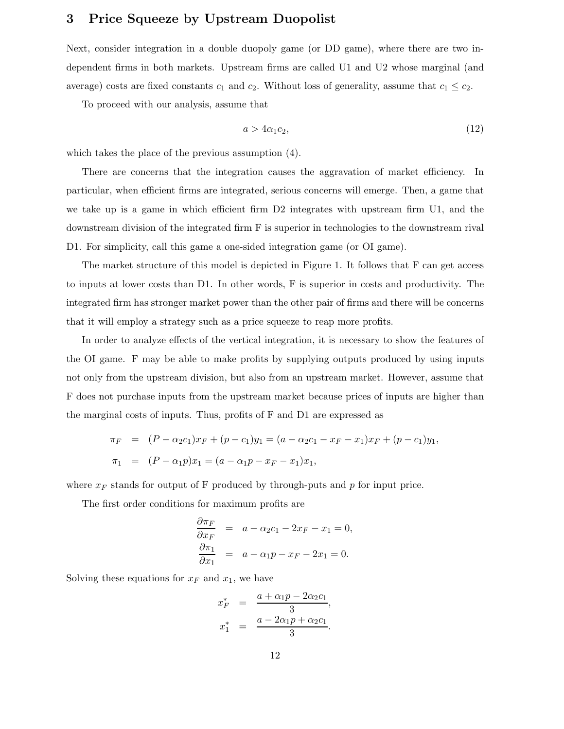## 3 Price Squeeze by Upstream Duopolist

Next, consider integration in a double duopoly game (or DD game), where there are two independent firms in both markets. Upstream firms are called U1 and U2 whose marginal (and average) costs are fixed constants $c_1$ and $c_2$. Without loss of generality, assume that $c_1 \leq c_2$.

To proceed with our analysis, assume that

$$a > 4\alpha_1 c_2, \tag{12}$$

which takes the place of the previous assumption (4).

There are concerns that the integration causes the aggravation of market efficiency. In particular, when efficient firms are integrated, serious concerns will emerge. Then, a game that we take up is a game in which efficient firm D2 integrates with upstream firm U1, and the downstream division of the integrated firm F is superior in technologies to the downstream rival D1. For simplicity, call this game a one-sided integration game (or OI game).

The market structure of this model is depicted in Figure 1. It follows that F can get access to inputs at lower costs than D1. In other words, F is superior in costs and productivity. The integrated firm has stronger market power than the other pair of firms and there will be concerns that it will employ a strategy such as a price squeeze to reap more profits.

In order to analyze effects of the vertical integration, it is necessary to show the features of the OI game. F may be able to make profits by supplying outputs produced by using inputs not only from the upstream division, but also from an upstream market. However, assume that F does not purchase inputs from the upstream market because prices of inputs are higher than the marginal costs of inputs. Thus, profits of F and D1 are expressed as

$$\begin{aligned}
\pi_F &= (P - \alpha_2 c_1)x_F + (p - c_1)y_1 = (a - \alpha_2 c_1 - x_F - x_1)x_F + (p - c_1)y_1, \\
\pi_1 &= (P - \alpha_1 p)x_1 = (a - \alpha_1 p - x_F - x_1)x_1,
\end{aligned}$$

where $x_F$ stands for output of F produced by through-puts and $p$ for input price.

The first order conditions for maximum profits are

$$\begin{aligned}
\frac{\partial \pi_F}{\partial x_F} &= a - \alpha_2 c_1 - 2x_F - x_1 = 0, \\
\frac{\partial \pi_1}{\partial x_1} &= a - \alpha_1 p - x_F - 2x_1 = 0.
\end{aligned}$$

Solving these equations for $x_F$ and $x_1$, we have

$$\begin{aligned}
x_F^* &= \frac{a + \alpha_1 p - 2\alpha_2 c_1}{3}, \\
x_1^* &= \frac{a - 2\alpha_1 p + \alpha_2 c_1}{3}.
\end{aligned}$$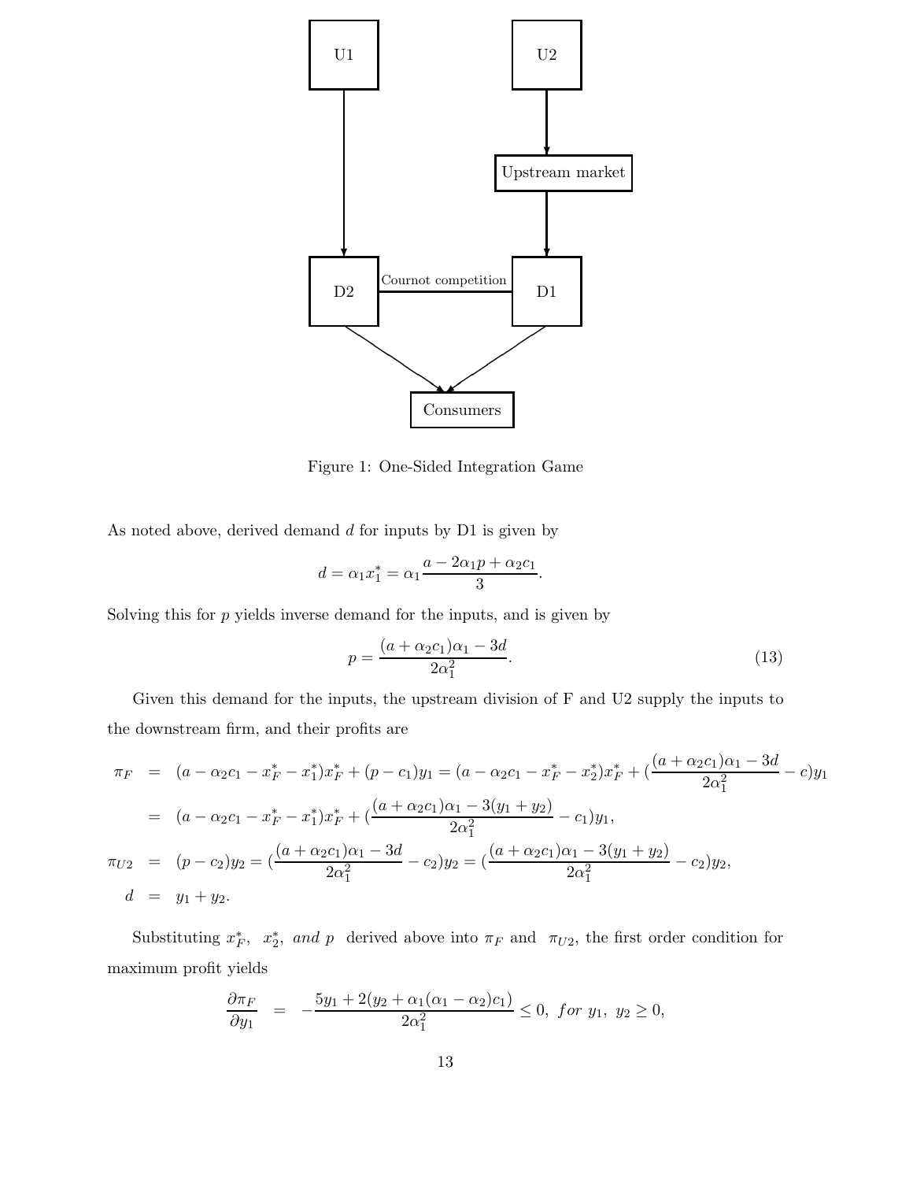U1

U2

Upstream market

D2

Cournot competition

D1

Consumers

Figure 1: One-Sided Integration Game

As noted above, derived demand $d$ for inputs by D1 is given by

$$d = \alpha_1 x_1^* = \alpha_1 \frac{a - 2\alpha_1 p + \alpha_2 c_1}{3}.$$

Solving this for $p$ yields inverse demand for the inputs, and is given by

$$p = \frac{(a + \alpha_2 c_1)\alpha_1 - 3d}{2\alpha_1^2}. \tag{13}$$

Given this demand for the inputs, the upstream division of F and U2 supply the inputs to the downstream firm, and their profits are

$$\begin{aligned}
\pi_F &= (a - \alpha_2 c_1 - x_F^* - x_1^*)x_F^* + (p - c_1)y_1 = (a - \alpha_2 c_1 - x_F^* - x_2^*)x_F^* + (\frac{(a + \alpha_2 c_1)\alpha_1 - 3d}{2\alpha_1^2} - c)y_1 \\
&= (a - \alpha_2 c_1 - x_F^* - x_1^*)x_F^* + (\frac{(a + \alpha_2 c_1)\alpha_1 - 3(y_1 + y_2)}{2\alpha_1^2} - c_1)y_1, \\
\pi_{U2} &= (p - c_2)y_2 = (\frac{(a + \alpha_2 c_1)\alpha_1 - 3d}{2\alpha_1^2} - c_2)y_2 = (\frac{(a + \alpha_2 c_1)\alpha_1 - 3(y_1 + y_2)}{2\alpha_1^2} - c_2)y_2, \\
d &= y_1 + y_2.
\end{aligned}$$

Substituting $x_F^*$, $x_2^*$, *and* $p$ derived above into $\pi_F$ and $\pi_{U2}$, the first order condition for maximum profit yields

$$\frac{\partial \pi_F}{\partial y_1} = -\frac{5y_1 + 2(y_2 + \alpha_1(\alpha_1 - \alpha_2)c_1)}{2\alpha_1^2} \leq 0, \ for \ y_1, \ y_2 \geq 0,$$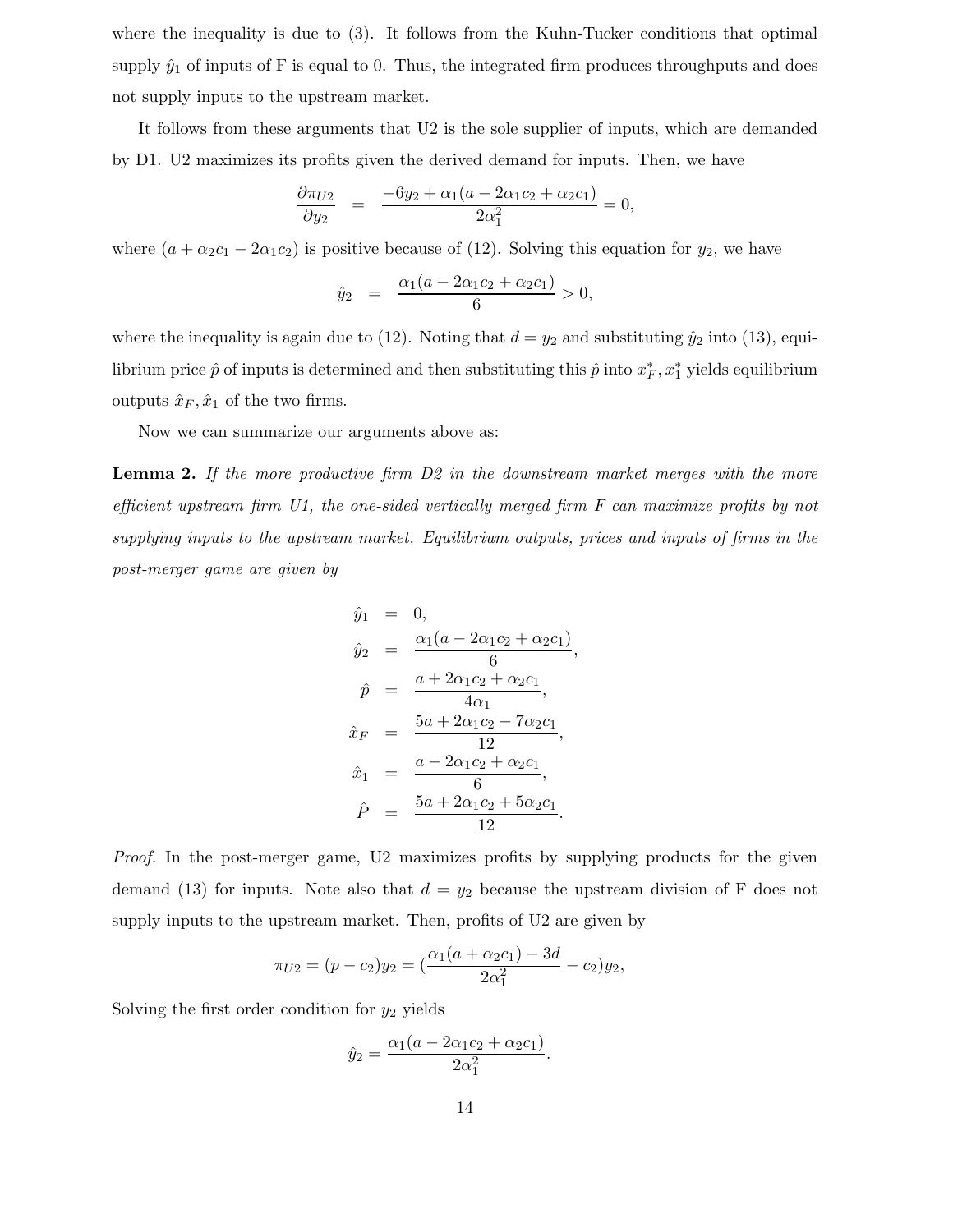where the inequality is due to (3). It follows from the Kuhn-Tucker conditions that optimal supply $\hat{y}_1$ of inputs of F is equal to 0. Thus, the integrated firm produces throughputs and does not supply inputs to the upstream market.

It follows from these arguments that U2 is the sole supplier of inputs, which are demanded by D1. U2 maximizes its profits given the derived demand for inputs. Then, we have

$$\frac{\partial \pi_{U2}}{\partial y_2} = \frac{-6y_2 + \alpha_1(a - 2\alpha_1 c_2 + \alpha_2 c_1)}{2\alpha_1^2} = 0,$$

where $(a + \alpha_2 c_1 - 2\alpha_1 c_2)$ is positive because of (12). Solving this equation for $y_2$, we have

$$\hat{y}_2 = \frac{\alpha_1(a - 2\alpha_1 c_2 + \alpha_2 c_1)}{6} > 0,$$

where the inequality is again due to (12). Noting that $d = y_2$ and substituting $\hat{y}_2$ into (13), equilibrium price $\hat{p}$ of inputs is determined and then substituting this $\hat{p}$ into $x_F^*, x_1^*$ yields equilibrium outputs $\hat{x}_F, \hat{x}_1$ of the two firms.

Now we can summarize our arguments above as:

**Lemma 2.** *If the more productive firm D2 in the downstream market merges with the more efficient upstream firm U1, the one-sided vertically merged firm F can maximize profits by not supplying inputs to the upstream market. Equilibrium outputs, prices and inputs of firms in the post-merger game are given by*

$$\begin{aligned}
\hat{y}_1 &= 0, \\
\hat{y}_2 &= \frac{\alpha_1(a - 2\alpha_1 c_2 + \alpha_2 c_1)}{6}, \\
\hat{p} &= \frac{a + 2\alpha_1 c_2 + \alpha_2 c_1}{4\alpha_1}, \\
\hat{x}_F &= \frac{5a + 2\alpha_1 c_2 - 7\alpha_2 c_1}{12}, \\
\hat{x}_1 &= \frac{a - 2\alpha_1 c_2 + \alpha_2 c_1}{6}, \\
\hat{P} &= \frac{5a + 2\alpha_1 c_2 + 5\alpha_2 c_1}{12}.
\end{aligned}$$

*Proof.* In the post-merger game, U2 maximizes profits by supplying products for the given demand (13) for inputs. Note also that $d = y_2$ because the upstream division of F does not supply inputs to the upstream market. Then, profits of U2 are given by

$$\pi_{U2} = (p - c_2)y_2 = \left(\frac{\alpha_1(a + \alpha_2 c_1) - 3d}{2\alpha_1^2} - c_2\right)y_2,$$

Solving the first order condition for $y_2$ yields

$$\hat{y}_2 = \frac{\alpha_1(a - 2\alpha_1 c_2 + \alpha_2 c_1)}{2\alpha_1^2}.$$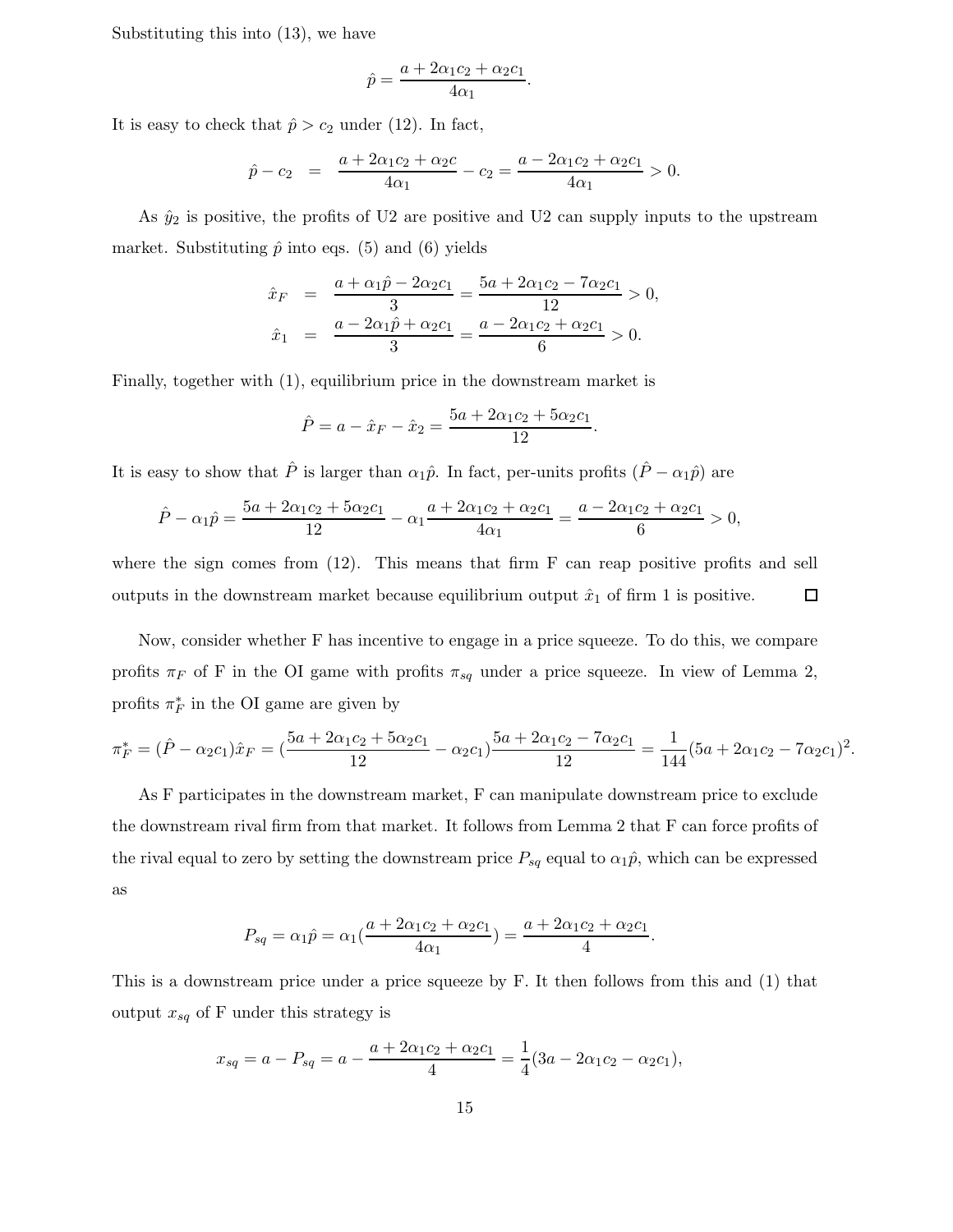Substituting this into (13), we have

$$\hat{p} = \frac{a + 2\alpha_1 c_2 + \alpha_2 c_1}{4\alpha_1}.$$

It is easy to check that $\hat{p} > c_2$ under (12). In fact,

$$\hat{p} - c_2 \quad = \quad \frac{a + 2\alpha_1 c_2 + \alpha_2 c}{4\alpha_1} - c_2 = \frac{a - 2\alpha_1 c_2 + \alpha_2 c_1}{4\alpha_1} > 0.$$

As $\hat{y}_2$ is positive, the profits of U2 are positive and U2 can supply inputs to the upstream market. Substituting $\hat{p}$ into eqs. (5) and (6) yields

$$\begin{aligned}
\hat{x}_F &= \frac{a + \alpha_1 \hat{p} - 2\alpha_2 c_1}{3} = \frac{5a + 2\alpha_1 c_2 - 7\alpha_2 c_1}{12} > 0, \\
\hat{x}_1 &= \frac{a - 2\alpha_1 \hat{p} + \alpha_2 c_1}{3} = \frac{a - 2\alpha_1 c_2 + \alpha_2 c_1}{6} > 0.
\end{aligned}$$

Finally, together with (1), equilibrium price in the downstream market is

$$\hat{P} = a - \hat{x}_F - \hat{x}_2 = \frac{5a + 2\alpha_1 c_2 + 5\alpha_2 c_1}{12}.$$

It is easy to show that $\hat{P}$ is larger than $\alpha_1 \hat{p}$. In fact, per-units profits $(\hat{P} - \alpha_1 \hat{p})$ are

$$\hat{P} - \alpha_1 \hat{p} = \frac{5a + 2\alpha_1 c_2 + 5\alpha_2 c_1}{12} - \alpha_1 \frac{a + 2\alpha_1 c_2 + \alpha_2 c_1}{4\alpha_1} = \frac{a - 2\alpha_1 c_2 + \alpha_2 c_1}{6} > 0,$$

where the sign comes from (12). This means that firm F can reap positive profits and sell outputs in the downstream market because equilibrium output $\hat{x}_1$ of firm 1 is positive. □

Now, consider whether F has incentive to engage in a price squeeze. To do this, we compare profits $\pi_F$ of F in the OI game with profits $\pi_{sq}$ under a price squeeze. In view of Lemma 2, profits $\pi_F^*$ in the OI game are given by

$$\pi_F^* = (\hat{P} - \alpha_2 c_1)\hat{x}_F = (\frac{5a + 2\alpha_1 c_2 + 5\alpha_2 c_1}{12} - \alpha_2 c_1)\frac{5a + 2\alpha_1 c_2 - 7\alpha_2 c_1}{12} = \frac{1}{144}(5a + 2\alpha_1 c_2 - 7\alpha_2 c_1)^2.$$

As F participates in the downstream market, F can manipulate downstream price to exclude the downstream rival firm from that market. It follows from Lemma 2 that F can force profits of the rival equal to zero by setting the downstream price $P_{sq}$ equal to $\alpha_1 \hat{p}$, which can be expressed as

$$P_{sq} = \alpha_1 \hat{p} = \alpha_1 (\frac{a + 2\alpha_1 c_2 + \alpha_2 c_1}{4\alpha_1}) = \frac{a + 2\alpha_1 c_2 + \alpha_2 c_1}{4}.$$

This is a downstream price under a price squeeze by F. It then follows from this and (1) that output $x_{sq}$ of F under this strategy is

$$x_{sq} = a - P_{sq} = a - \frac{a + 2\alpha_1 c_2 + \alpha_2 c_1}{4} = \frac{1}{4}(3a - 2\alpha_1 c_2 - \alpha_2 c_1),$$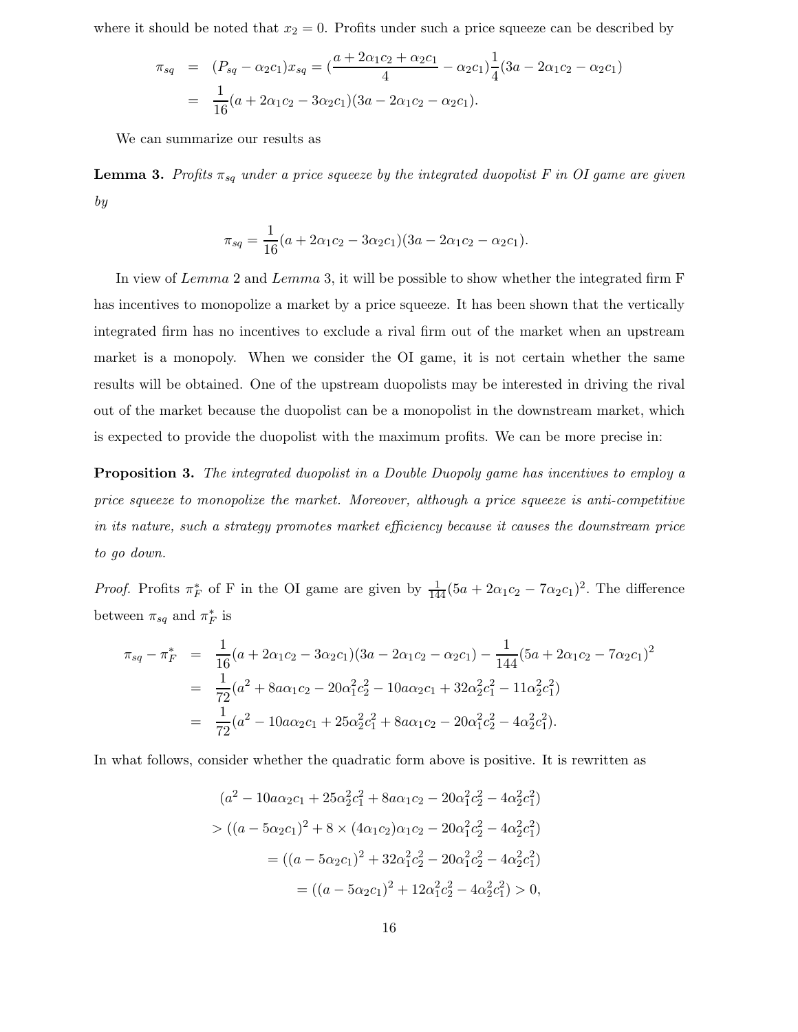where it should be noted that $x_2 = 0$. Profits under such a price squeeze can be described by

$$
\begin{aligned}
\pi_{sq} &= (P_{sq} - \alpha_2 c_1)x_{sq} = (\frac{a + 2\alpha_1 c_2 + \alpha_2 c_1}{4} - \alpha_2 c_1)\frac{1}{4}(3a - 2\alpha_1 c_2 - \alpha_2 c_1) \\
&= \frac{1}{16}(a + 2\alpha_1 c_2 - 3\alpha_2 c_1)(3a - 2\alpha_1 c_2 - \alpha_2 c_1).
\end{aligned}
$$

We can summarize our results as

**Lemma 3.** *Profits $\pi_{sq}$ under a price squeeze by the integrated duopolist F in OI game are given by*

$$
\pi_{sq} = \frac{1}{16}(a + 2\alpha_1 c_2 - 3\alpha_2 c_1)(3a - 2\alpha_1 c_2 - \alpha_2 c_1).
$$

In view of *Lemma* 2 and *Lemma* 3, it will be possible to show whether the integrated firm F has incentives to monopolize a market by a price squeeze. It has been shown that the vertically integrated firm has no incentives to exclude a rival firm out of the market when an upstream market is a monopoly. When we consider the OI game, it is not certain whether the same results will be obtained. One of the upstream duopolists may be interested in driving the rival out of the market because the duopolist can be a monopolist in the downstream market, which is expected to provide the duopolist with the maximum profits. We can be more precise in:

**Proposition 3.** *The integrated duopolist in a Double Duopoly game has incentives to employ a price squeeze to monopolize the market. Moreover, although a price squeeze is anti-competitive in its nature, such a strategy promotes market efficiency because it causes the downstream price to go down.*

*Proof.* Profits $\pi_F^*$ of F in the OI game are given by $\frac{1}{144}(5a + 2\alpha_1 c_2 - 7\alpha_2 c_1)^2$. The difference between $\pi_{sq}$ and $\pi_F^*$ is

$$
\begin{aligned}
\pi_{sq} - \pi_F^* &= \frac{1}{16}(a + 2\alpha_1 c_2 - 3\alpha_2 c_1)(3a - 2\alpha_1 c_2 - \alpha_2 c_1) - \frac{1}{144}(5a + 2\alpha_1 c_2 - 7\alpha_2 c_1)^2 \\
&= \frac{1}{72}(a^2 + 8a\alpha_1 c_2 - 20\alpha_1^2 c_2^2 - 10a\alpha_2 c_1 + 32\alpha_2^2 c_1^2 - 11\alpha_2^2 c_1^2) \\
&= \frac{1}{72}(a^2 - 10a\alpha_2 c_1 + 25\alpha_2^2 c_1^2 + 8a\alpha_1 c_2 - 20\alpha_1^2 c_2^2 - 4\alpha_2^2 c_1^2).
\end{aligned}
$$

In what follows, consider whether the quadratic form above is positive. It is rewritten as

$$
\begin{aligned}
&(a^2 - 10a\alpha_2 c_1 + 25\alpha_2^2 c_1^2 + 8a\alpha_1 c_2 - 20\alpha_1^2 c_2^2 - 4\alpha_2^2 c_1^2) \\
&> ((a - 5\alpha_2 c_1)^2 + 8 \times (4\alpha_1 c_2)\alpha_1 c_2 - 20\alpha_1^2 c_2^2 - 4\alpha_2^2 c_1^2) \\
&= ((a - 5\alpha_2 c_1)^2 + 32\alpha_1^2 c_2^2 - 20\alpha_1^2 c_2^2 - 4\alpha_2^2 c_1^2) \\
&= ((a - 5\alpha_2 c_1)^2 + 12\alpha_1^2 c_2^2 - 4\alpha_2^2 c_1^2) > 0,
\end{aligned}
$$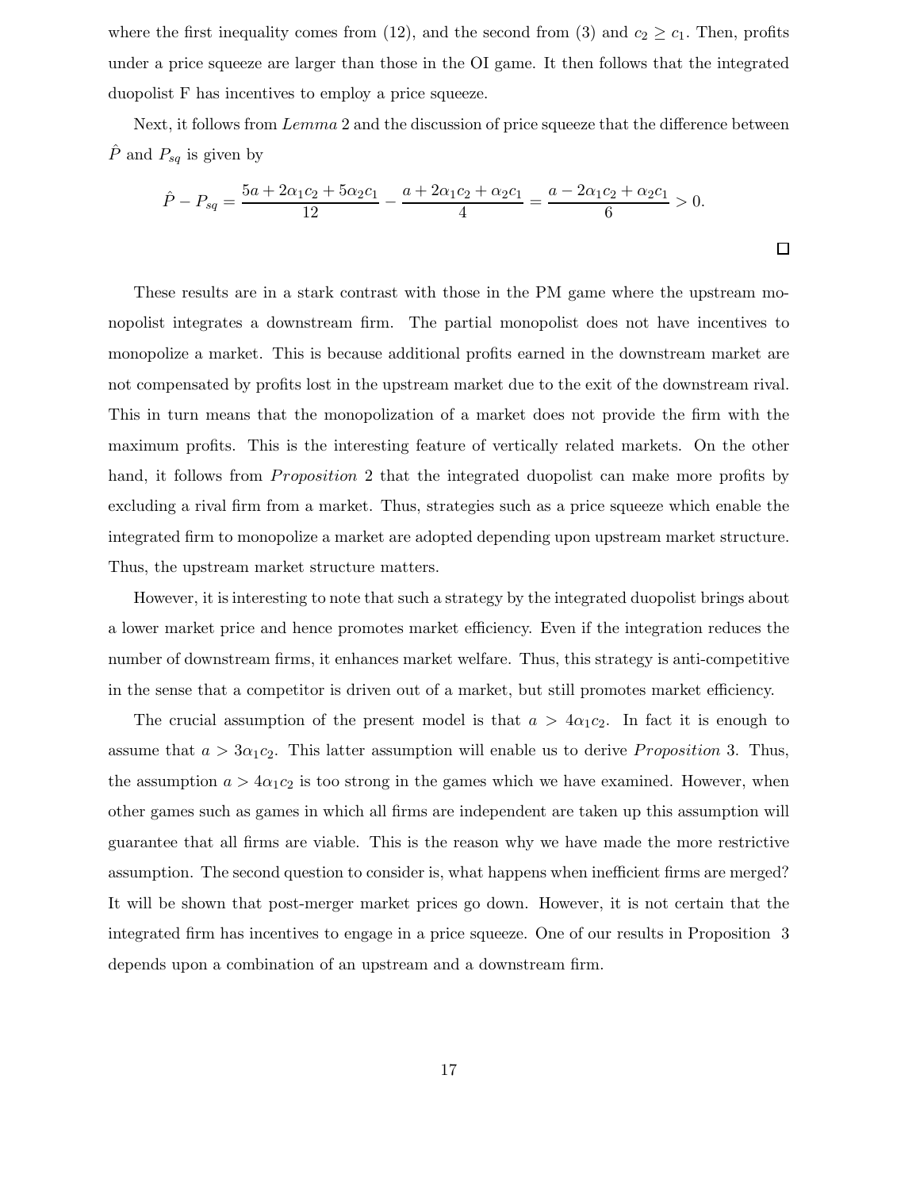where the first inequality comes from (12), and the second from (3) and $c_2 \geq c_1$. Then, profits under a price squeeze are larger than those in the OI game. It then follows that the integrated duopolist F has incentives to employ a price squeeze.

Next, it follows from *Lemma* 2 and the discussion of price squeeze that the difference between $\hat{P}$ and $P_{sq}$ is given by

$$\hat{P} - P_{sq} = \frac{5a + 2\alpha_1 c_2 + 5\alpha_2 c_1}{12} - \frac{a + 2\alpha_1 c_2 + \alpha_2 c_1}{4} = \frac{a - 2\alpha_1 c_2 + \alpha_2 c_1}{6} > 0.$$

$\square$

These results are in a stark contrast with those in the PM game where the upstream monopolist integrates a downstream firm. The partial monopolist does not have incentives to monopolize a market. This is because additional profits earned in the downstream market are not compensated by profits lost in the upstream market due to the exit of the downstream rival. This in turn means that the monopolization of a market does not provide the firm with the maximum profits. This is the interesting feature of vertically related markets. On the other hand, it follows from *Proposition* 2 that the integrated duopolist can make more profits by excluding a rival firm from a market. Thus, strategies such as a price squeeze which enable the integrated firm to monopolize a market are adopted depending upon upstream market structure. Thus, the upstream market structure matters.

However, it is interesting to note that such a strategy by the integrated duopolist brings about a lower market price and hence promotes market efficiency. Even if the integration reduces the number of downstream firms, it enhances market welfare. Thus, this strategy is anti-competitive in the sense that a competitor is driven out of a market, but still promotes market efficiency.

The crucial assumption of the present model is that $a > 4\alpha_1 c_2$. In fact it is enough to assume that $a > 3\alpha_1 c_2$. This latter assumption will enable us to derive *Proposition* 3. Thus, the assumption $a > 4\alpha_1 c_2$ is too strong in the games which we have examined. However, when other games such as games in which all firms are independent are taken up this assumption will guarantee that all firms are viable. This is the reason why we have made the more restrictive assumption. The second question to consider is, what happens when inefficient firms are merged? It will be shown that post-merger market prices go down. However, it is not certain that the integrated firm has incentives to engage in a price squeeze. One of our results in Proposition 3 depends upon a combination of an upstream and a downstream firm.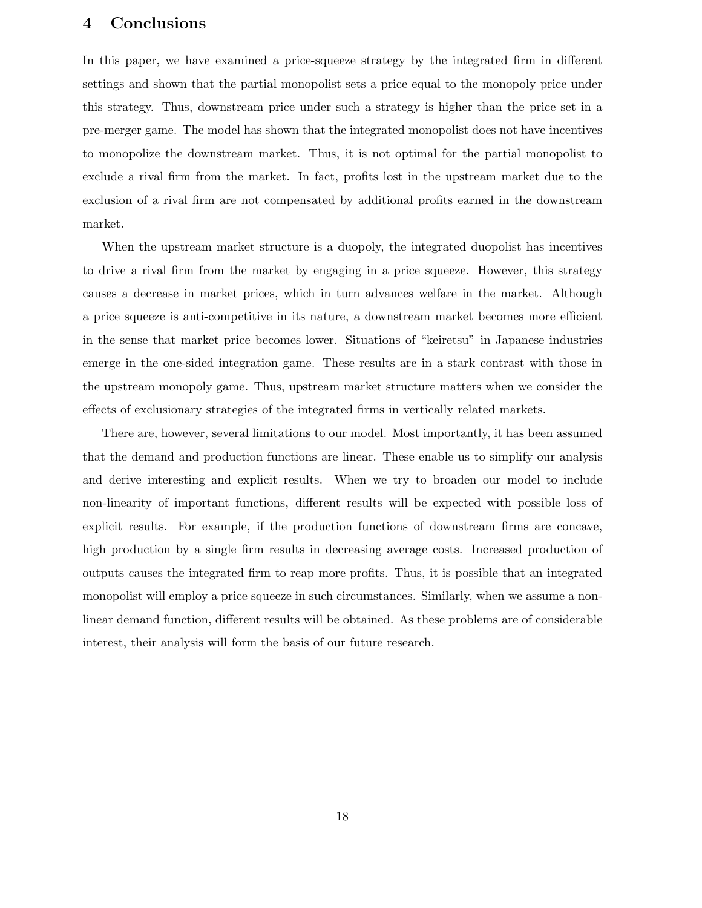## 4 Conclusions

In this paper, we have examined a price-squeeze strategy by the integrated firm in different settings and shown that the partial monopolist sets a price equal to the monopoly price under this strategy. Thus, downstream price under such a strategy is higher than the price set in a pre-merger game. The model has shown that the integrated monopolist does not have incentives to monopolize the downstream market. Thus, it is not optimal for the partial monopolist to exclude a rival firm from the market. In fact, profits lost in the upstream market due to the exclusion of a rival firm are not compensated by additional profits earned in the downstream market.

When the upstream market structure is a duopoly, the integrated duopolist has incentives to drive a rival firm from the market by engaging in a price squeeze. However, this strategy causes a decrease in market prices, which in turn advances welfare in the market. Although a price squeeze is anti-competitive in its nature, a downstream market becomes more efficient in the sense that market price becomes lower. Situations of "keiretsu" in Japanese industries emerge in the one-sided integration game. These results are in a stark contrast with those in the upstream monopoly game. Thus, upstream market structure matters when we consider the effects of exclusionary strategies of the integrated firms in vertically related markets.

There are, however, several limitations to our model. Most importantly, it has been assumed that the demand and production functions are linear. These enable us to simplify our analysis and derive interesting and explicit results. When we try to broaden our model to include non-linearity of important functions, different results will be expected with possible loss of explicit results. For example, if the production functions of downstream firms are concave, high production by a single firm results in decreasing average costs. Increased production of outputs causes the integrated firm to reap more profits. Thus, it is possible that an integrated monopolist will employ a price squeeze in such circumstances. Similarly, when we assume a non-linear demand function, different results will be obtained. As these problems are of considerable interest, their analysis will form the basis of our future research.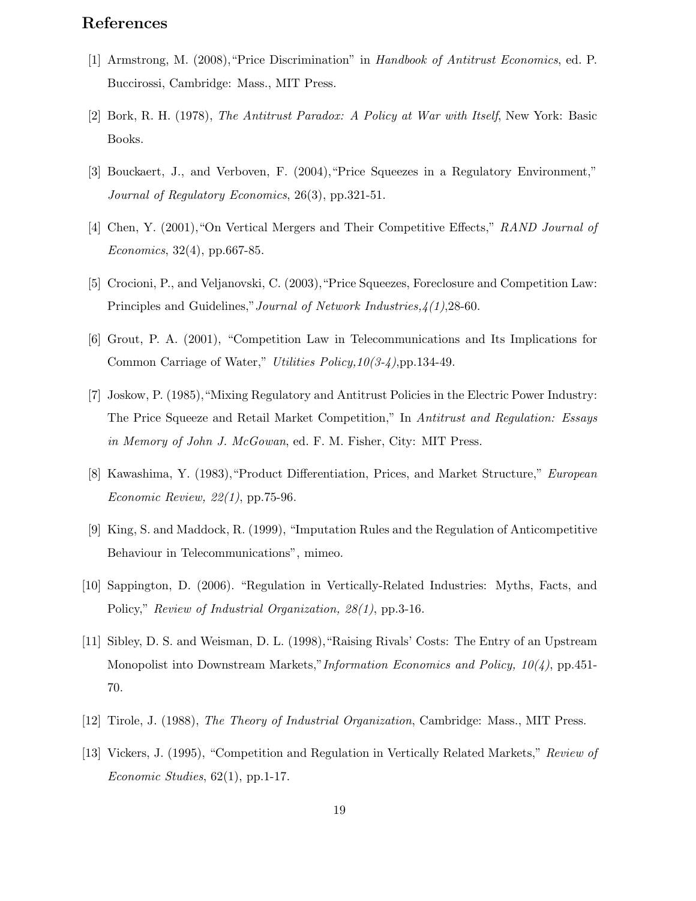## References

[1] Armstrong, M. (2008),"Price Discrimination" in *Handbook of Antitrust Economics*, ed. P. Buccirossi, Cambridge: Mass., MIT Press.

[2] Bork, R. H. (1978), *The Antitrust Paradox: A Policy at War with Itself*, New York: Basic Books.

[3] Bouckaert, J., and Verboven, F. (2004),"Price Squeezes in a Regulatory Environment," *Journal of Regulatory Economics*, 26(3), pp.321-51.

[4] Chen, Y. (2001),"On Vertical Mergers and Their Competitive Effects," *RAND Journal of Economics*, 32(4), pp.667-85.

[5] Crocioni, P., and Veljanovski, C. (2003),"Price Squeezes, Foreclosure and Competition Law: Principles and Guidelines,"*Journal of Network Industries,4(1)*,28-60.

[6] Grout, P. A. (2001), "Competition Law in Telecommunications and Its Implications for Common Carriage of Water," *Utilities Policy,10(3-4)*,pp.134-49.

[7] Joskow, P. (1985),"Mixing Regulatory and Antitrust Policies in the Electric Power Industry: The Price Squeeze and Retail Market Competition," In *Antitrust and Regulation: Essays in Memory of John J. McGowan*, ed. F. M. Fisher, City: MIT Press.

[8] Kawashima, Y. (1983),"Product Differentiation, Prices, and Market Structure," *European Economic Review, 22(1)*, pp.75-96.

[9] King, S. and Maddock, R. (1999), "Imputation Rules and the Regulation of Anticompetitive Behaviour in Telecommunications", mimeo.

[10] Sappington, D. (2006). "Regulation in Vertically-Related Industries: Myths, Facts, and Policy," *Review of Industrial Organization, 28(1)*, pp.3-16.

[11] Sibley, D. S. and Weisman, D. L. (1998),"Raising Rivals' Costs: The Entry of an Upstream Monopolist into Downstream Markets,"*Information Economics and Policy, 10(4)*, pp.451-70.

[12] Tirole, J. (1988), *The Theory of Industrial Organization*, Cambridge: Mass., MIT Press.

[13] Vickers, J. (1995), "Competition and Regulation in Vertically Related Markets," *Review of Economic Studies*, 62(1), pp.1-17.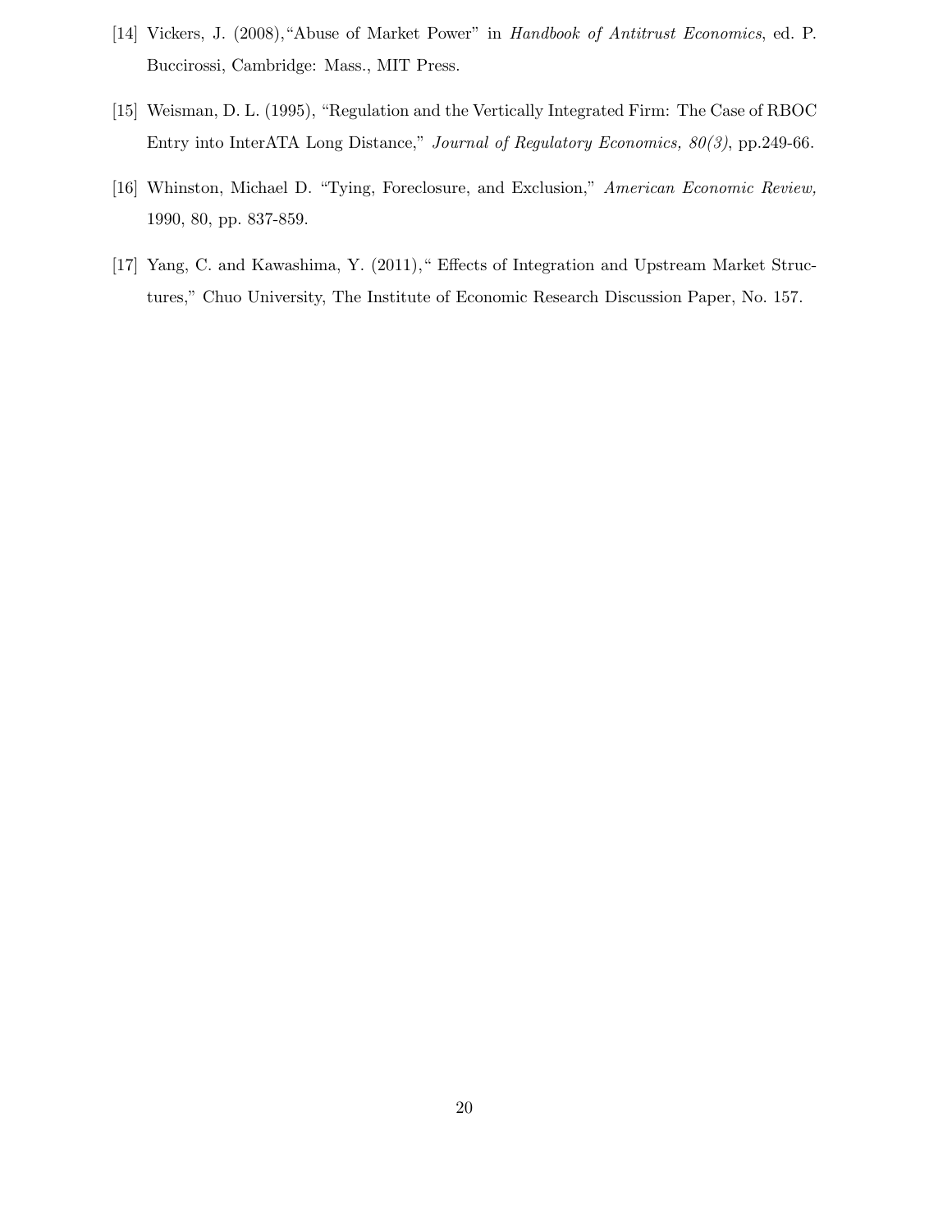[14] Vickers, J. (2008),"Abuse of Market Power" in *Handbook of Antitrust Economics*, ed. P. Buccirossi, Cambridge: Mass., MIT Press.

[15] Weisman, D. L. (1995), "Regulation and the Vertically Integrated Firm: The Case of RBOC Entry into InterATA Long Distance," *Journal of Regulatory Economics, 80(3)*, pp.249-66.

[16] Whinston, Michael D. "Tying, Foreclosure, and Exclusion," *American Economic Review,* 1990, 80, pp. 837-859.

[17] Yang, C. and Kawashima, Y. (2011)," Effects of Integration and Upstream Market Structures," Chuo University, The Institute of Economic Research Discussion Paper, No. 157.